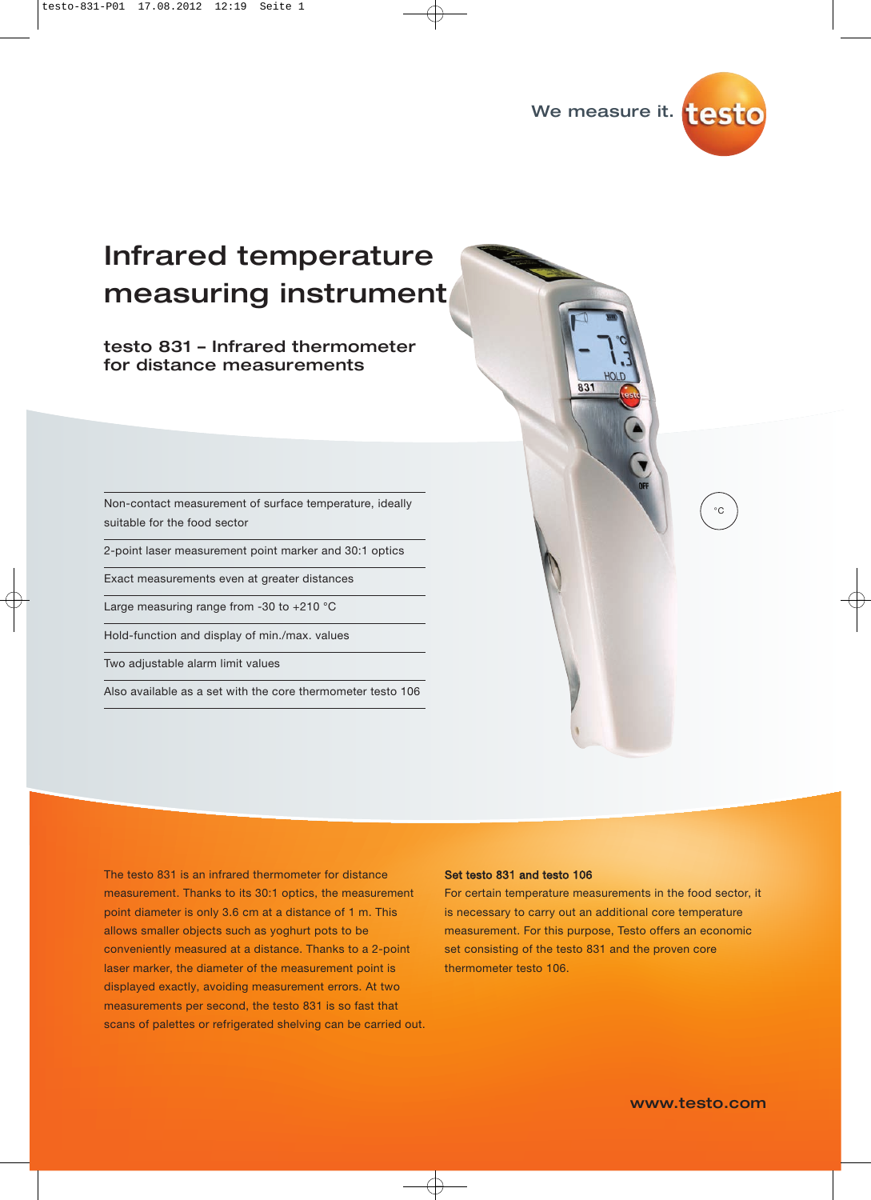We measure it. testo

# Infrared temperature measuring instrument

## testo 831 – Infrared thermometer for distance measurements

- Non-contact measurement of surface temperature, ideally suitable for the food sector
- 2-point laser measurement point marker and 30:1 optics
- Exact measurements even at greater distances
- Large measuring range from -30 to +210 °C
- Hold-function and display of min./max. values
- Two adjustable alarm limit values
- Also available as a set with the core thermometer testo 106

The testo 831 is an infrared thermometer for distance measurement. Thanks to its 30:1 optics, the measurement point diameter is only 3.6 cm at a distance of 1 m. This allows smaller objects such as yoghurt pots to be conveniently measured at a distance. Thanks to a 2-point laser marker, the diameter of the measurement point is displayed exactly, avoiding measurement errors. At two measurements per second, the testo 831 is so fast that scans of palettes or refrigerated shelving can be carried out.

**Set testo 831 and testo 106**

For certain temperature measurements in the food sector, it is necessary to carry out an additional core temperature measurement. For this purpose, Testo offers an economic set consisting of the testo 831 and the proven core thermometer testo 106.

**www.testo.com**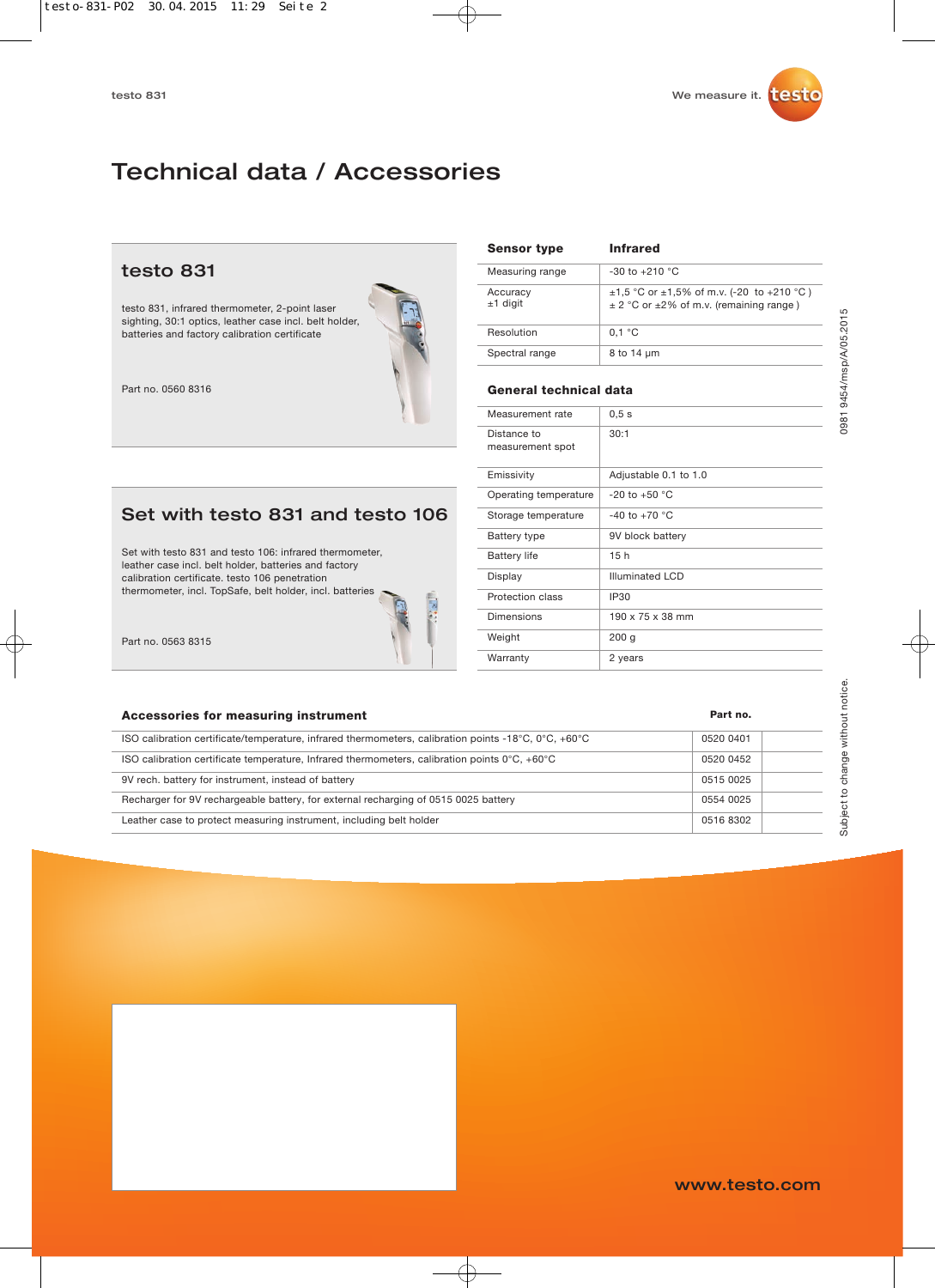# Technical data / Accessories

## testo 831

testo 831, infrared thermometer, 2-point laser sighting, 30:1 optics, leather case incl. belt holder, batteries and factory calibration certificate

Part no. 0560 8316

## Set with testo 831 and testo 106

Set with testo 831 and testo 106: infrared thermometer, leather case incl. belt holder, batteries and factory calibration certificate. testo 106 penetration thermometer, incl. TopSafe, belt holder, incl. batteries

Part no. 0563 8315

| Sensor type | Infrared |
|---|---|
| Measuring range | -30 to +210 °C |
| Accuracy ±1 digit | ±1,5 °C or ±1,5% of m.v. (-20 to +210 °C ) ± 2 °C or ±2% of m.v. (remaining range ) |
| Resolution | 0,1 °C |
| Spectral range | 8 to 14 µm |

### General technical data

| | |
|---|---|
| Measurement rate | 0,5 s |
| Distance to measurement spot | 30:1 |
| Emissivity | Adjustable 0.1 to 1.0 |
| Operating temperature | -20 to +50 °C |
| Storage temperature | -40 to +70 °C |
| Battery type | 9V block battery |
| Battery life | 15 h |
| Display | Illuminated LCD |
| Protection class | IP30 |
| Dimensions | 190 x 75 x 38 mm |
| Weight | 200 g |
| Warranty | 2 years |

| Accessories for measuring instrument | Part no. |
|---|---|
| ISO calibration certificate/temperature, infrared thermometers, calibration points -18°C, 0°C, +60°C | 0520 0401 |
| ISO calibration certificate temperature, Infrared thermometers, calibration points 0°C, +60°C | 0520 0452 |
| 9V rech. battery for instrument, instead of battery | 0515 0025 |
| Recharger for 9V rechargeable battery, for external recharging of 0515 0025 battery | 0554 0025 |
| Leather case to protect measuring instrument, including belt holder | 0516 8302 |

0981 9454/msp/A/05.2015

Subject to change without notice.

www.testo.com